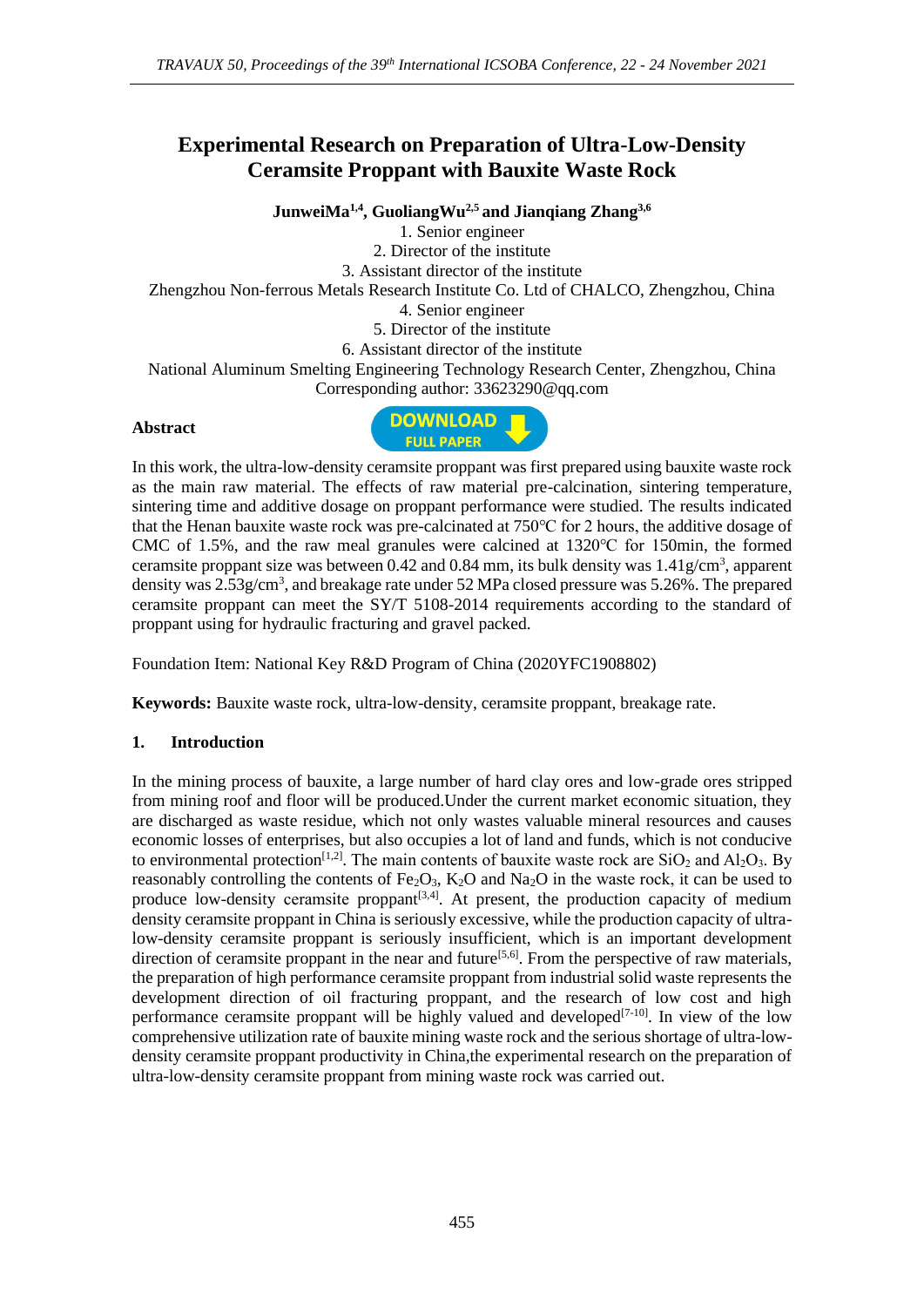# Experimental Research on Preparation of Ultra-Low-Density Ceramsite Proppant with Bauxite Waste Rock

**JunweiMa[1,4], GuoliangWu[2,5] and Jianqiang Zhang[3,6]**

1. Senior engineer
2. Director of the institute
3. Assistant director of the institute

Zhengzhou Non-ferrous Metals Research Institute Co. Ltd of CHALCO, Zhengzhou, China

4. Senior engineer
5. Director of the institute
6. Assistant director of the institute

National Aluminum Smelting Engineering Technology Research Center, Zhengzhou, China

Corresponding author: 33623290@qq.com

### Abstract

In this work, the ultra-low-density ceramsite proppant was first prepared using bauxite waste rock as the main raw material. The effects of raw material pre-calcination, sintering temperature, sintering time and additive dosage on proppant performance were studied. The results indicated that the Henan bauxite waste rock was pre-calcinated at 750℃ for 2 hours, the additive dosage of CMC of 1.5%, and the raw meal granules were calcined at 1320℃ for 150min, the formed ceramsite proppant size was between 0.42 and 0.84 mm, its bulk density was 1.41g/cm$^3$, apparent density was 2.53g/cm$^3$, and breakage rate under 52 MPa closed pressure was 5.26%. The prepared ceramsite proppant can meet the SY/T 5108-2014 requirements according to the standard of proppant using for hydraulic fracturing and gravel packed.

Foundation Item: National Key R&D Program of China (2020YFC1908802)

**Keywords:** Bauxite waste rock, ultra-low-density, ceramsite proppant, breakage rate.

## 1. Introduction

In the mining process of bauxite, a large number of hard clay ores and low-grade ores stripped from mining roof and floor will be produced.Under the current market economic situation, they are discharged as waste residue, which not only wastes valuable mineral resources and causes economic losses of enterprises, but also occupies a lot of land and funds, which is not conducive to environmental protection[1,2]. The main contents of bauxite waste rock are $SiO_2$ and $Al_2O_3$. By reasonably controlling the contents of $Fe_2O_3$, $K_2O$ and $Na_2O$ in the waste rock, it can be used to produce low-density ceramsite proppant[3,4]. At present, the production capacity of medium density ceramsite proppant in China is seriously excessive, while the production capacity of ultra-low-density ceramsite proppant is seriously insufficient, which is an important development direction of ceramsite proppant in the near and future[5,6]. From the perspective of raw materials, the preparation of high performance ceramsite proppant from industrial solid waste represents the development direction of oil fracturing proppant, and the research of low cost and high performance ceramsite proppant will be highly valued and developed[7-10]. In view of the low comprehensive utilization rate of bauxite mining waste rock and the serious shortage of ultra-low-density ceramsite proppant productivity in China,the experimental research on the preparation of ultra-low-density ceramsite proppant from mining waste rock was carried out.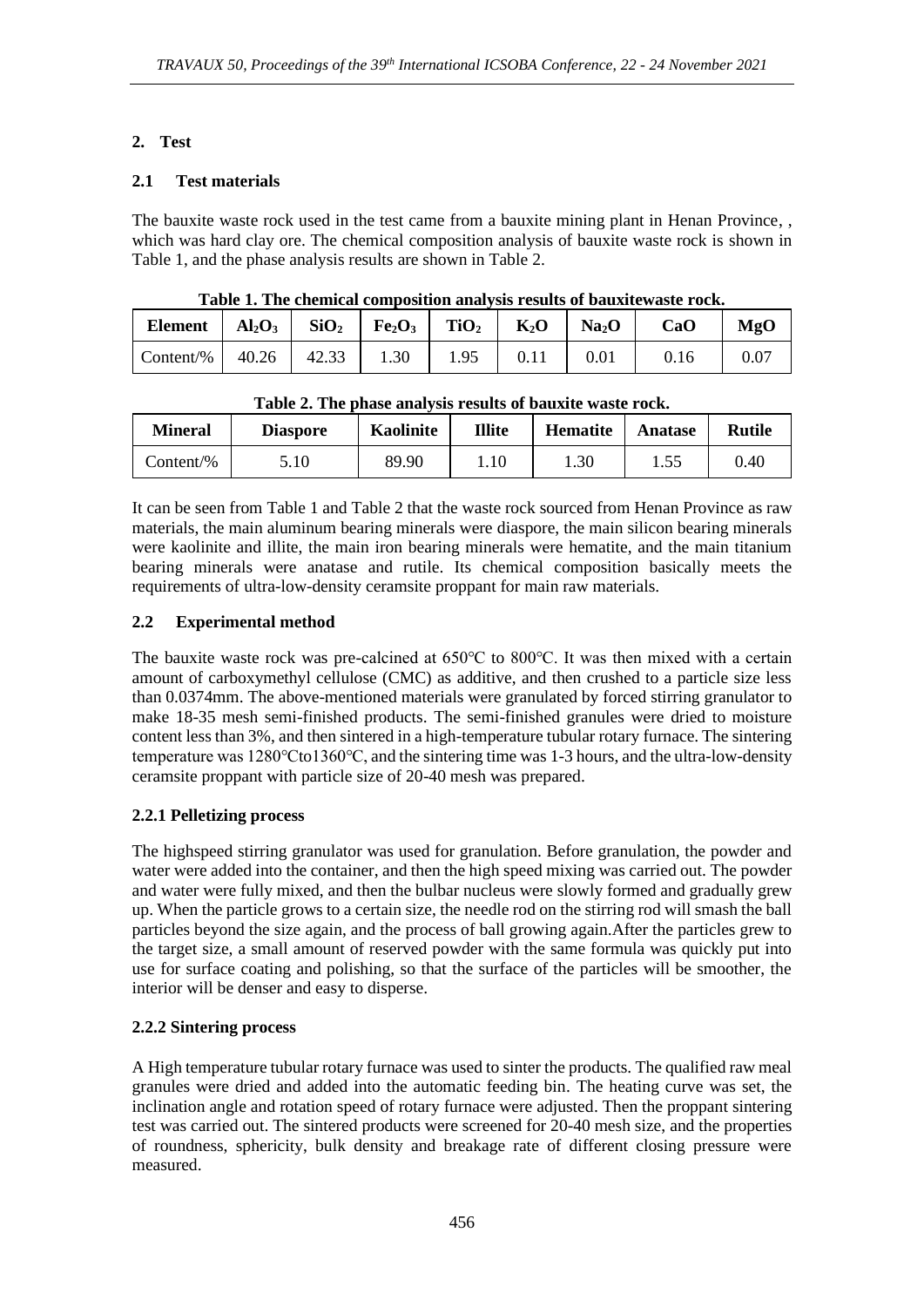## 2. Test

### 2.1 Test materials

The bauxite waste rock used in the test came from a bauxite mining plant in Henan Province, , which was hard clay ore. The chemical composition analysis of bauxite waste rock is shown in Table 1, and the phase analysis results are shown in Table 2.

**Table 1. The chemical composition analysis results of bauxitewaste rock.**

| Element | $Al_2O_3$ | $SiO_2$ | $Fe_2O_3$ | $TiO_2$ | $K_2O$ | $Na_2O$ | CaO | MgO |
|---|---|---|---|---|---|---|---|---|
| Content/% | 40.26 | 42.33 | 1.30 | 1.95 | 0.11 | 0.01 | 0.16 | 0.07 |

**Table 2. The phase analysis results of bauxite waste rock.**

| Mineral | Diaspore | Kaolinite | Illite | Hematite | Anatase | Rutile |
|---|---|---|---|---|---|---|
| Content/% | 5.10 | 89.90 | 1.10 | 1.30 | 1.55 | 0.40 |

It can be seen from Table 1 and Table 2 that the waste rock sourced from Henan Province as raw materials, the main aluminum bearing minerals were diaspore, the main silicon bearing minerals were kaolinite and illite, the main iron bearing minerals were hematite, and the main titanium bearing minerals were anatase and rutile. Its chemical composition basically meets the requirements of ultra-low-density ceramsite proppant for main raw materials.

### 2.2 Experimental method

The bauxite waste rock was pre-calcined at 650℃ to 800℃. It was then mixed with a certain amount of carboxymethyl cellulose (CMC) as additive, and then crushed to a particle size less than 0.0374mm. The above-mentioned materials were granulated by forced stirring granulator to make 18-35 mesh semi-finished products. The semi-finished granules were dried to moisture content less than 3%, and then sintered in a high-temperature tubular rotary furnace. The sintering temperature was 1280℃to1360℃, and the sintering time was 1-3 hours, and the ultra-low-density ceramsite proppant with particle size of 20-40 mesh was prepared.

#### 2.2.1 Pelletizing process

The highspeed stirring granulator was used for granulation. Before granulation, the powder and water were added into the container, and then the high speed mixing was carried out. The powder and water were fully mixed, and then the bulbar nucleus were slowly formed and gradually grew up. When the particle grows to a certain size, the needle rod on the stirring rod will smash the ball particles beyond the size again, and the process of ball growing again.After the particles grew to the target size, a small amount of reserved powder with the same formula was quickly put into use for surface coating and polishing, so that the surface of the particles will be smoother, the interior will be denser and easy to disperse.

#### 2.2.2 Sintering process

A High temperature tubular rotary furnace was used to sinter the products. The qualified raw meal granules were dried and added into the automatic feeding bin. The heating curve was set, the inclination angle and rotation speed of rotary furnace were adjusted. Then the proppant sintering test was carried out. The sintered products were screened for 20-40 mesh size, and the properties of roundness, sphericity, bulk density and breakage rate of different closing pressure were measured.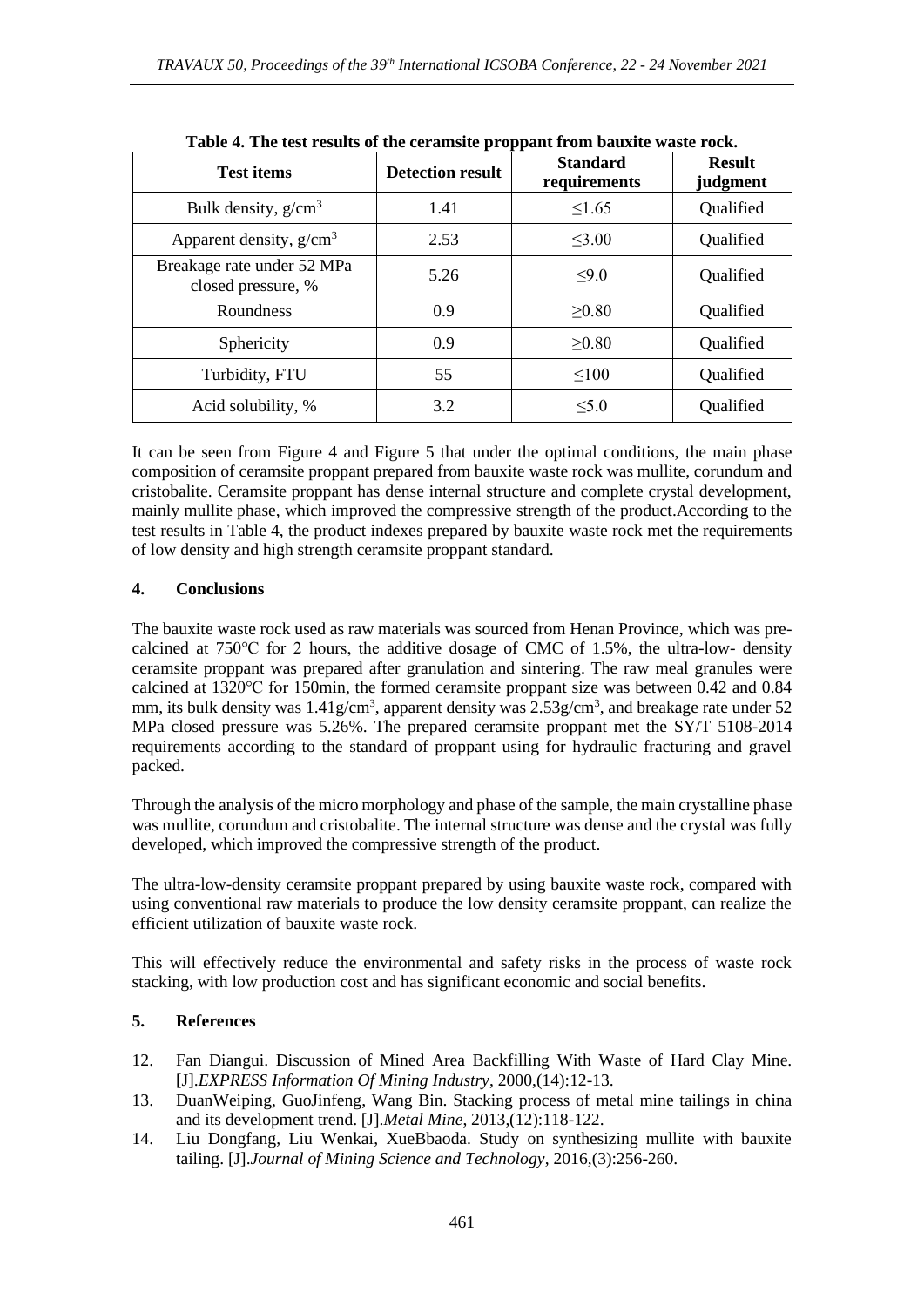**Table 4. The test results of the ceramsite proppant from bauxite waste rock.**

| Test items | Detection result | Standard requirements | Result judgment |
|---|---|---|---|
| Bulk density, $g/cm^3$ | 1.41 | ≤1.65 | Qualified |
| Apparent density, $g/cm^3$ | 2.53 | ≤3.00 | Qualified |
| Breakage rate under 52 MPa closed pressure, % | 5.26 | ≤9.0 | Qualified |
| Roundness | 0.9 | ≥0.80 | Qualified |
| Sphericity | 0.9 | ≥0.80 | Qualified |
| Turbidity, FTU | 55 | ≤100 | Qualified |
| Acid solubility, % | 3.2 | ≤5.0 | Qualified |

It can be seen from Figure 4 and Figure 5 that under the optimal conditions, the main phase composition of ceramsite proppant prepared from bauxite waste rock was mullite, corundum and cristobalite. Ceramsite proppant has dense internal structure and complete crystal development, mainly mullite phase, which improved the compressive strength of the product.According to the test results in Table 4, the product indexes prepared by bauxite waste rock met the requirements of low density and high strength ceramsite proppant standard.

## 4. Conclusions

The bauxite waste rock used as raw materials was sourced from Henan Province, which was pre-calcined at 750℃ for 2 hours, the additive dosage of CMC of 1.5%, the ultra-low- density ceramsite proppant was prepared after granulation and sintering. The raw meal granules were calcined at 1320℃ for 150min, the formed ceramsite proppant size was between 0.42 and 0.84 mm, its bulk density was $1.41g/cm^3$, apparent density was $2.53g/cm^3$, and breakage rate under 52 MPa closed pressure was 5.26%. The prepared ceramsite proppant met the SY/T 5108-2014 requirements according to the standard of proppant using for hydraulic fracturing and gravel packed.

Through the analysis of the micro morphology and phase of the sample, the main crystalline phase was mullite, corundum and cristobalite. The internal structure was dense and the crystal was fully developed, which improved the compressive strength of the product.

The ultra-low-density ceramsite proppant prepared by using bauxite waste rock, compared with using conventional raw materials to produce the low density ceramsite proppant, can realize the efficient utilization of bauxite waste rock.

This will effectively reduce the environmental and safety risks in the process of waste rock stacking, with low production cost and has significant economic and social benefits.

## 5. References

12. Fan Diangui. Discussion of Mined Area Backfilling With Waste of Hard Clay Mine. [J].*EXPRESS Information Of Mining Industry*, 2000,(14):12-13.
13. DuanWeiping, GuoJinfeng, Wang Bin. Stacking process of metal mine tailings in china and its development trend. [J].*Metal Mine*, 2013,(12):118-122.
14. Liu Dongfang, Liu Wenkai, XueBbaoda. Study on synthesizing mullite with bauxite tailing. [J].*Journal of Mining Science and Technology*, 2016,(3):256-260.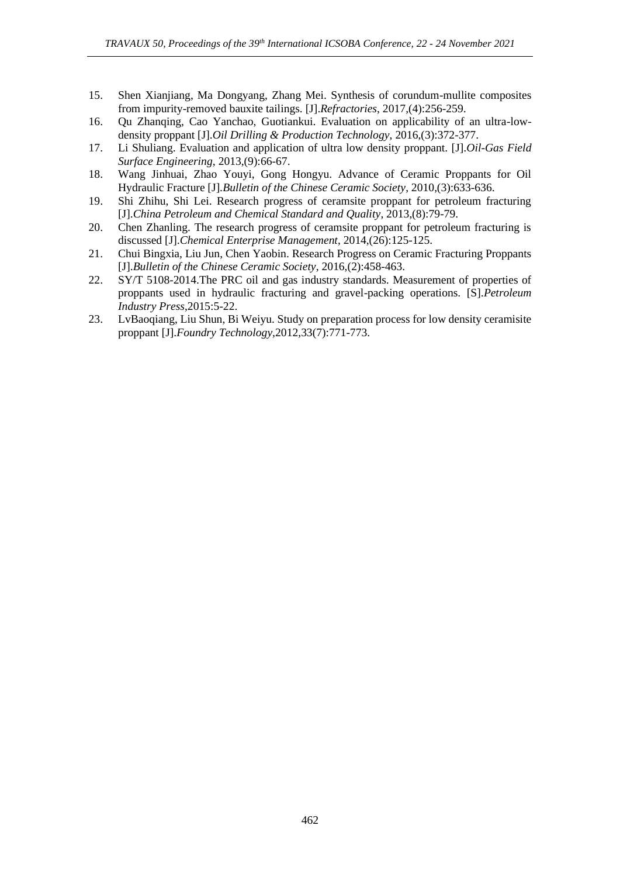15. Shen Xianjiang, Ma Dongyang, Zhang Mei. Synthesis of corundum-mullite composites from impurity-removed bauxite tailings. [J].*Refractories*, 2017,(4):256-259.
16. Qu Zhanqing, Cao Yanchao, Guotiankui. Evaluation on applicability of an ultra-low-density proppant [J].*Oil Drilling & Production Technology*, 2016,(3):372-377.
17. Li Shuliang. Evaluation and application of ultra low density proppant. [J].*Oil-Gas Field Surface Engineering*, 2013,(9):66-67.
18. Wang Jinhuai, Zhao Youyi, Gong Hongyu. Advance of Ceramic Proppants for Oil Hydraulic Fracture [J].*Bulletin of the Chinese Ceramic Society*, 2010,(3):633-636.
19. Shi Zhihu, Shi Lei. Research progress of ceramsite proppant for petroleum fracturing [J].*China Petroleum and Chemical Standard and Quality*, 2013,(8):79-79.
20. Chen Zhanling. The research progress of ceramsite proppant for petroleum fracturing is discussed [J].*Chemical Enterprise Management*, 2014,(26):125-125.
21. Chui Bingxia, Liu Jun, Chen Yaobin. Research Progress on Ceramic Fracturing Proppants [J].*Bulletin of the Chinese Ceramic Society*, 2016,(2):458-463.
22. SY/T 5108-2014.The PRC oil and gas industry standards. Measurement of properties of proppants used in hydraulic fracturing and gravel-packing operations. [S].*Petroleum Industry Press*,2015:5-22.
23. LvBaoqiang, Liu Shun, Bi Weiyu. Study on preparation process for low density ceramisite proppant [J].*Foundry Technology*,2012,33(7):771-773.